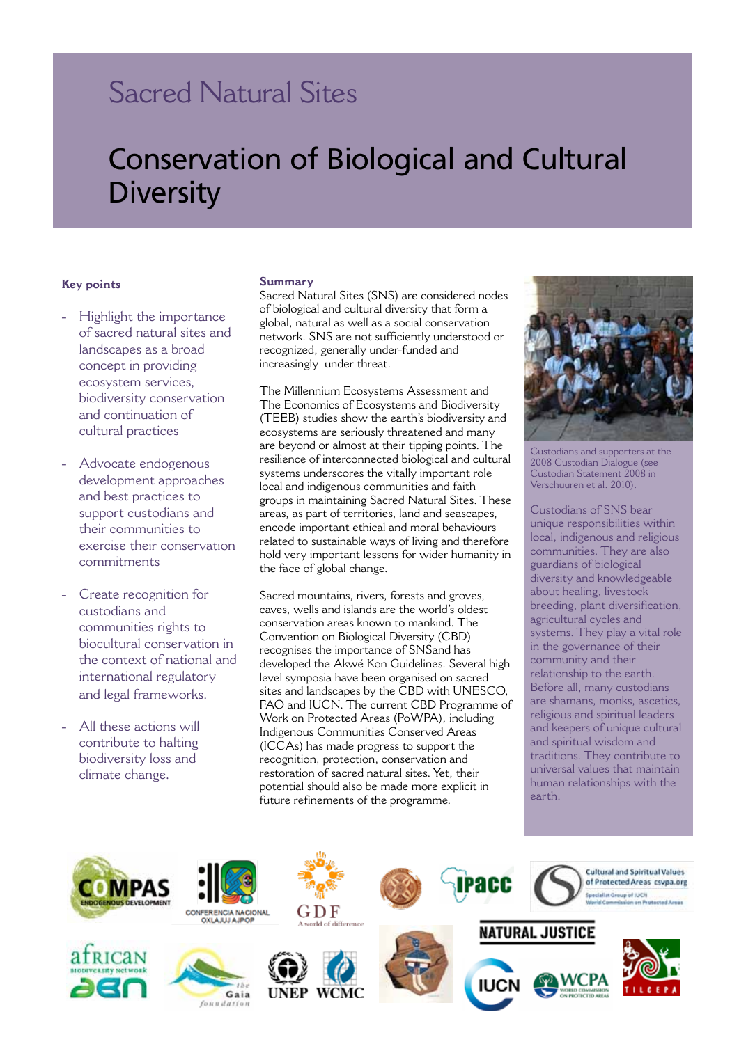# Sacred Natural Sites

## Conservation of Biological and Cultural Diversity

**Key points**

- Highlight the importance of sacred natural sites and landscapes as a broad concept in providing ecosystem services, biodiversity conservation and continuation of cultural practices

- Advocate endogenous development approaches and best practices to support custodians and their communities to exercise their conservation commitments

- Create recognition for custodians and communities rights to biocultural conservation in the context of national and international regulatory and legal frameworks.

- All these actions will contribute to halting biodiversity loss and climate change.

**Summary**

Sacred Natural Sites (SNS) are considered nodes of biological and cultural diversity that form a global, natural as well as a social conservation network. SNS are not sufficiently understood or recognized, generally under-funded and increasingly under threat.

The Millennium Ecosystems Assessment and The Economics of Ecosystems and Biodiversity (TEEB) studies show the earth's biodiversity and ecosystems are seriously threatened and many are beyond or almost at their tipping points. The resilience of interconnected biological and cultural systems underscores the vitally important role local and indigenous communities and faith groups in maintaining Sacred Natural Sites. These areas, as part of territories, land and seascapes, encode important ethical and moral behaviours related to sustainable ways of living and therefore hold very important lessons for wider humanity in the face of global change.

Sacred mountains, rivers, forests and groves, caves, wells and islands are the world's oldest conservation areas known to mankind. The Convention on Biological Diversity (CBD) recognises the importance of SNSand has developed the Akwé Kon Guidelines. Several high level symposia have been organised on sacred sites and landscapes by the CBD with UNESCO, FAO and IUCN. The current CBD Programme of Work on Protected Areas (PoWPA), including Indigenous Communities Conserved Areas (ICCAs) has made progress to support the recognition, protection, conservation and restoration of sacred natural sites. Yet, their potential should also be made more explicit in future refinements of the programme.

Custodians and supporters at the 2008 Custodian Dialogue (see Custodian Statement 2008 in Verschuuren et al. 2010).

Custodians of SNS bear unique responsibilities within local, indigenous and religious communities. They are also guardians of biological diversity and knowledgeable about healing, livestock breeding, plant diversification, agricultural cycles and systems. They play a vital role in the governance of their community and their relationship to the earth. Before all, many custodians are shamans, monks, ascetics, religious and spiritual leaders and keepers of unique cultural and spiritual wisdom and traditions. They contribute to universal values that maintain human relationships with the earth.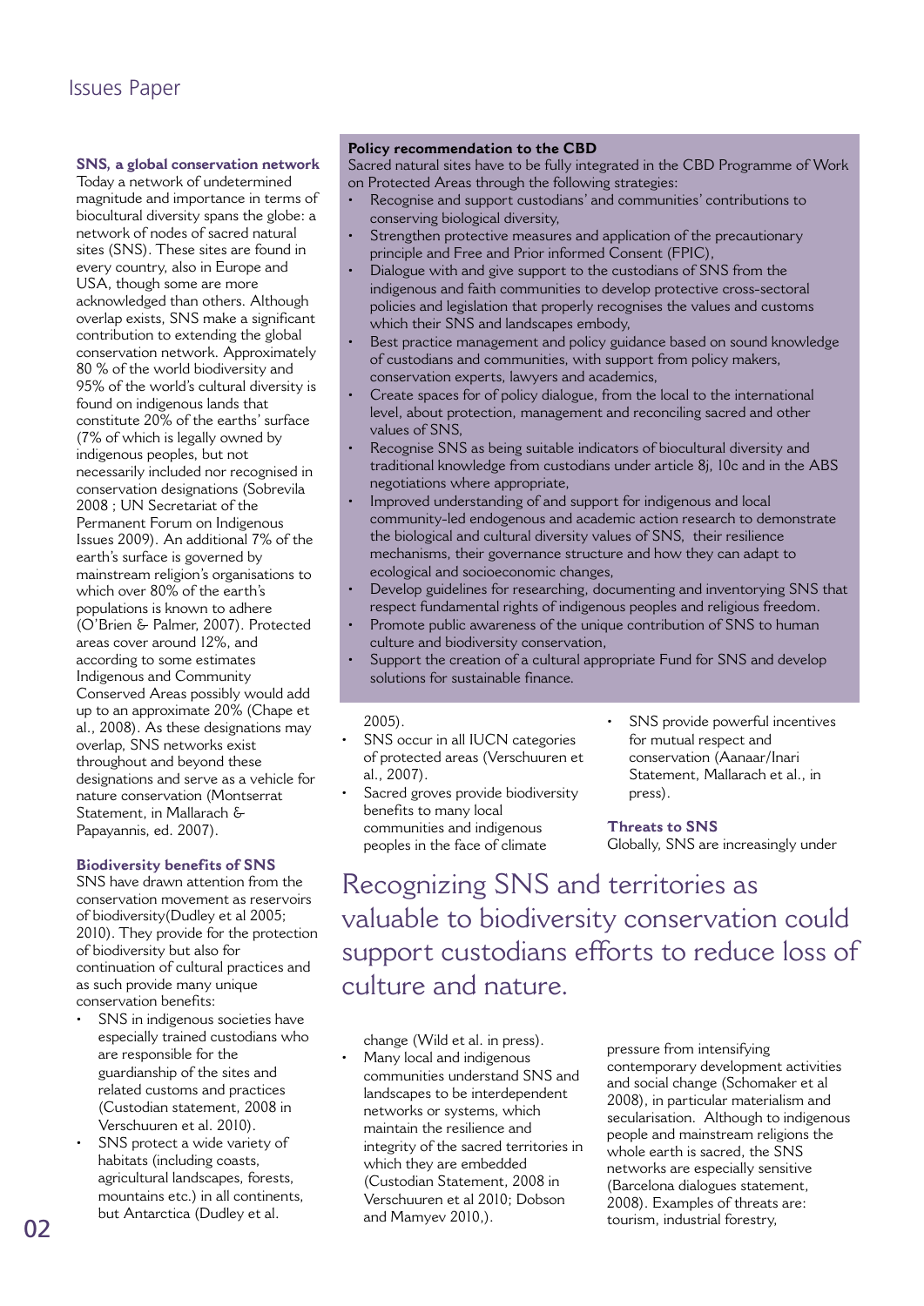## SNS, a global conservation network

Today a network of undetermined magnitude and importance in terms of biocultural diversity spans the globe: a network of nodes of sacred natural sites (SNS). These sites are found in every country, also in Europe and USA, though some are more acknowledged than others. Although overlap exists, SNS make a significant contribution to extending the global conservation network. Approximately 80 % of the world biodiversity and 95% of the world's cultural diversity is found on indigenous lands that constitute 20% of the earths' surface (7% of which is legally owned by indigenous peoples, but not necessarily included nor recognised in conservation designations (Sobrevila 2008 ; UN Secretariat of the Permanent Forum on Indigenous Issues 2009). An additional 7% of the earth's surface is governed by mainstream religion's organisations to which over 80% of the earth's populations is known to adhere (O'Brien & Palmer, 2007). Protected areas cover around 12%, and according to some estimates Indigenous and Community Conserved Areas possibly would add up to an approximate 20% (Chape et al., 2008). As these designations may overlap, SNS networks exist throughout and beyond these designations and serve as a vehicle for nature conservation (Montserrat Statement, in Mallarach & Papayannis, ed. 2007).

## Biodiversity benefits of SNS

SNS have drawn attention from the conservation movement as reservoirs of biodiversity(Dudley et al 2005; 2010). They provide for the protection of biodiversity but also for continuation of cultural practices and as such provide many unique conservation benefits:

- SNS in indigenous societies have especially trained custodians who are responsible for the guardianship of the sites and related customs and practices (Custodian statement, 2008 in Verschuuren et al. 2010).
- SNS protect a wide variety of habitats (including coasts, agricultural landscapes, forests, mountains etc.) in all continents, but Antarctica (Dudley et al. 2005).
- SNS occur in all IUCN categories of protected areas (Verschuuren et al., 2007).
- Sacred groves provide biodiversity benefits to many local communities and indigenous peoples in the face of climate change (Wild et al. in press).
- Many local and indigenous communities understand SNS and landscapes to be interdependent networks or systems, which maintain the resilience and integrity of the sacred territories in which they are embedded (Custodian Statement, 2008 in Verschuuren et al 2010; Dobson and Mamyev 2010,).
- SNS provide powerful incentives for mutual respect and conservation (Aanaar/Inari Statement, Mallarach et al., in press).

> **Policy recommendation to the CBD**
>
> Sacred natural sites have to be fully integrated in the CBD Programme of Work on Protected Areas through the following strategies:
>
> - Recognise and support custodians' and communities' contributions to conserving biological diversity,
> - Strengthen protective measures and application of the precautionary principle and Free and Prior informed Consent (FPIC),
> - Dialogue with and give support to the custodians of SNS from the indigenous and faith communities to develop protective cross-sectoral policies and legislation that properly recognises the values and customs which their SNS and landscapes embody,
> - Best practice management and policy guidance based on sound knowledge of custodians and communities, with support from policy makers, conservation experts, lawyers and academics,
> - Create spaces for of policy dialogue, from the local to the international level, about protection, management and reconciling sacred and other values of SNS,
> - Recognise SNS as being suitable indicators of biocultural diversity and traditional knowledge from custodians under article 8j, 10c and in the ABS negotiations where appropriate,
> - Improved understanding of and support for indigenous and local community-led endogenous and academic action research to demonstrate the biological and cultural diversity values of SNS, their resilience mechanisms, their governance structure and how they can adapt to ecological and socioeconomic changes,
> - Develop guidelines for researching, documenting and inventorying SNS that respect fundamental rights of indigenous peoples and religious freedom.
> - Promote public awareness of the unique contribution of SNS to human culture and biodiversity conservation,
> - Support the creation of a cultural appropriate Fund for SNS and develop solutions for sustainable finance.

> Recognizing SNS and territories as valuable to biodiversity conservation could support custodians efforts to reduce loss of culture and nature.

## Threats to SNS

Globally, SNS are increasingly under pressure from intensifying contemporary development activities and social change (Schomaker et al 2008), in particular materialism and secularisation. Although to indigenous people and mainstream religions the whole earth is sacred, the SNS networks are especially sensitive (Barcelona dialogues statement, 2008). Examples of threats are: tourism, industrial forestry,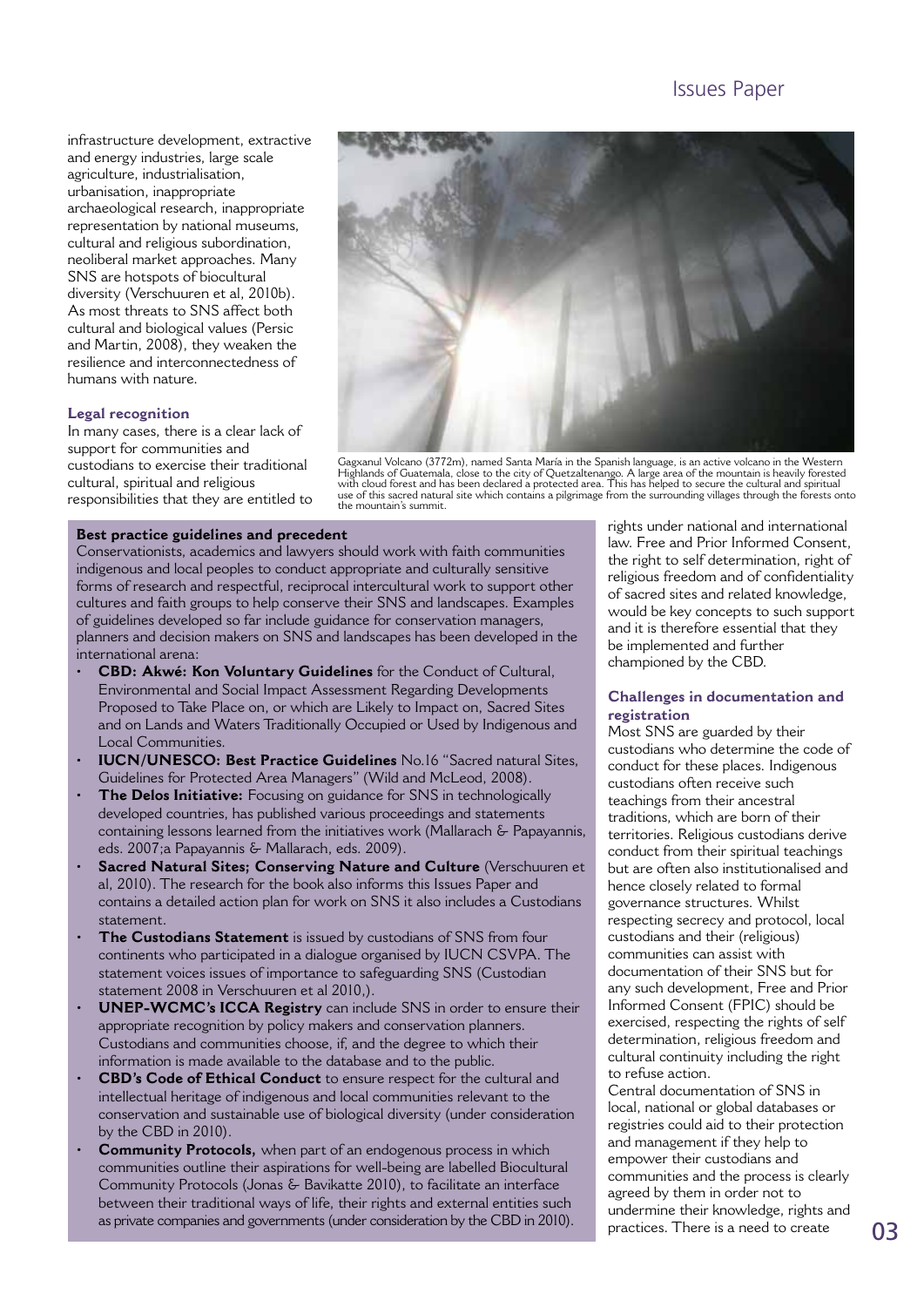infrastructure development, extractive and energy industries, large scale agriculture, industrialisation, urbanisation, inappropriate archaeological research, inappropriate representation by national museums, cultural and religious subordination, neoliberal market approaches. Many SNS are hotspots of biocultural diversity (Verschuuren et al, 2010b). As most threats to SNS affect both cultural and biological values (Persic and Martin, 2008), they weaken the resilience and interconnectedness of humans with nature.

### Legal recognition

In many cases, there is a clear lack of support for communities and custodians to exercise their traditional cultural, spiritual and religious responsibilities that they are entitled to rights under national and international law. Free and Prior Informed Consent, the right to self determination, right of religious freedom and of confidentiality of sacred sites and related knowledge, would be key concepts to such support and it is therefore essential that they be implemented and further championed by the CBD.

Gagxanul Volcano (3772m), named Santa María in the Spanish language, is an active volcano in the Western Highlands of Guatemala, close to the city of Quetzaltenango. A large area of the mountain is heavily forested with cloud forest and has been declared a protected area. This has helped to secure the cultural and spiritual use of this sacred natural site which contains a pilgrimage from the surrounding villages through the forests onto the mountain's summit.

### Best practice guidelines and precedent

Conservationists, academics and lawyers should work with faith communities indigenous and local peoples to conduct appropriate and culturally sensitive forms of research and respectful, reciprocal intercultural work to support other cultures and faith groups to help conserve their SNS and landscapes. Examples of guidelines developed so far include guidance for conservation managers, planners and decision makers on SNS and landscapes has been developed in the international arena:

- **CBD: Akwé: Kon Voluntary Guidelines** for the Conduct of Cultural, Environmental and Social Impact Assessment Regarding Developments Proposed to Take Place on, or which are Likely to Impact on, Sacred Sites and on Lands and Waters Traditionally Occupied or Used by Indigenous and Local Communities.
- **IUCN/UNESCO: Best Practice Guidelines** No.16 "Sacred natural Sites, Guidelines for Protected Area Managers" (Wild and McLeod, 2008).
- **The Delos Initiative:** Focusing on guidance for SNS in technologically developed countries, has published various proceedings and statements containing lessons learned from the initiatives work (Mallarach & Papayannis, eds. 2007;a Papayannis & Mallarach, eds. 2009).
- **Sacred Natural Sites; Conserving Nature and Culture** (Verschuuren et al, 2010). The research for the book also informs this Issues Paper and contains a detailed action plan for work on SNS it also includes a Custodians statement.
- **The Custodians Statement** is issued by custodians of SNS from four continents who participated in a dialogue organised by IUCN CSVPA. The statement voices issues of importance to safeguarding SNS (Custodian statement 2008 in Verschuuren et al 2010,).
- **UNEP-WCMC's ICCA Registry** can include SNS in order to ensure their appropriate recognition by policy makers and conservation planners. Custodians and communities choose, if, and the degree to which their information is made available to the database and to the public.
- **CBD's Code of Ethical Conduct** to ensure respect for the cultural and intellectual heritage of indigenous and local communities relevant to the conservation and sustainable use of biological diversity (under consideration by the CBD in 2010).
- **Community Protocols,** when part of an endogenous process in which communities outline their aspirations for well-being are labelled Biocultural Community Protocols (Jonas & Bavikatte 2010), to facilitate an interface between their traditional ways of life, their rights and external entities such as private companies and governments (under consideration by the CBD in 2010).

### Challenges in documentation and registration

Most SNS are guarded by their custodians who determine the code of conduct for these places. Indigenous custodians often receive such teachings from their ancestral traditions, which are born of their territories. Religious custodians derive conduct from their spiritual teachings but are often also institutionalised and hence closely related to formal governance structures. Whilst respecting secrecy and protocol, local custodians and their (religious) communities can assist with documentation of their SNS but for any such development, Free and Prior Informed Consent (FPIC) should be exercised, respecting the rights of self determination, religious freedom and cultural continuity including the right to refuse action.

Central documentation of SNS in local, national or global databases or registries could aid to their protection and management if they help to empower their custodians and communities and the process is clearly agreed by them in order not to undermine their knowledge, rights and practices. There is a need to create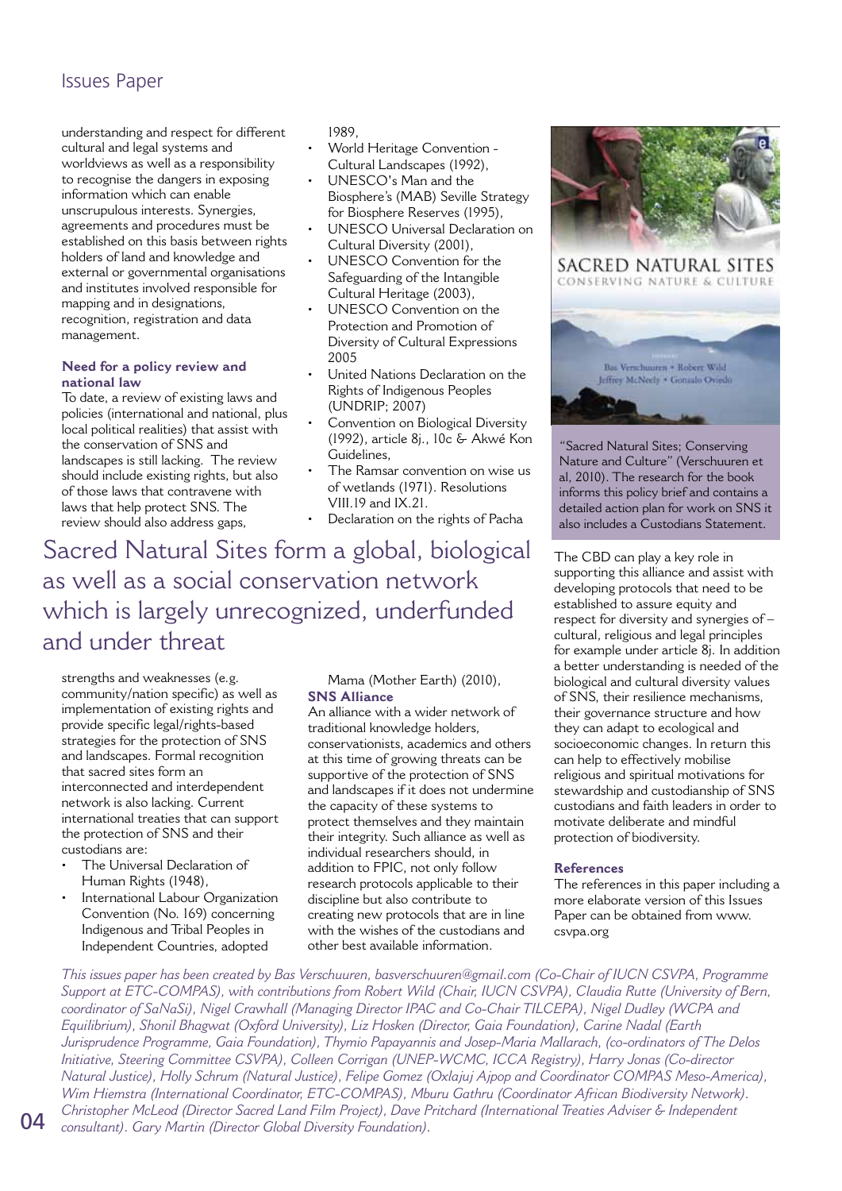understanding and respect for different cultural and legal systems and worldviews as well as a responsibility to recognise the dangers in exposing information which can enable unscrupulous interests. Synergies, agreements and procedures must be established on this basis between rights holders of land and knowledge and external or governmental organisations and institutes involved responsible for mapping and in designations, recognition, registration and data management.

### Need for a policy review and national law

To date, a review of existing laws and policies (international and national, plus local political realities) that assist with the conservation of SNS and landscapes is still lacking. The review should include existing rights, but also of those laws that contravene with laws that help protect SNS. The review should also address gaps, strengths and weaknesses (e.g. community/nation specific) as well as implementation of existing rights and provide specific legal/rights-based strategies for the protection of SNS and landscapes. Formal recognition that sacred sites form an interconnected and interdependent network is also lacking. Current international treaties that can support the protection of SNS and their custodians are:

- The Universal Declaration of Human Rights (1948),
- International Labour Organization Convention (No. 169) concerning Indigenous and Tribal Peoples in Independent Countries, adopted 1989,
- World Heritage Convention - Cultural Landscapes (1992),
- UNESCO's Man and the Biosphere's (MAB) Seville Strategy for Biosphere Reserves (1995),
- UNESCO Universal Declaration on Cultural Diversity (2001),
- UNESCO Convention for the Safeguarding of the Intangible Cultural Heritage (2003),
- UNESCO Convention on the Protection and Promotion of Diversity of Cultural Expressions 2005
- United Nations Declaration on the Rights of Indigenous Peoples (UNDRIP; 2007)
- Convention on Biological Diversity (1992), article 8j., 10c & Akwé Kon Guidelines,
- The Ramsar convention on wise us of wetlands (1971). Resolutions VIII.19 and IX.21.
- Declaration on the rights of Pacha Mama (Mother Earth) (2010),

## Sacred Natural Sites form a global, biological as well as a social conservation network which is largely unrecognized, underfunded and under threat

### SNS Alliance

An alliance with a wider network of traditional knowledge holders, conservationists, academics and others at this time of growing threats can be supportive of the protection of SNS and landscapes if it does not undermine the capacity of these systems to protect themselves and they maintain their integrity. Such alliance as well as individual researchers should, in addition to FPIC, not only follow research protocols applicable to their discipline but also contribute to creating new protocols that are in line with the wishes of the custodians and other best available information.

SACRED NATURAL SITES
CONSERVING NATURE & CULTURE

Bas Verschuuren • Robert Wild
Jeffrey McNeely • Gonzalo Oviedo

"Sacred Natural Sites; Conserving Nature and Culture" (Verschuuren et al, 2010). The research for the book informs this policy brief and contains a detailed action plan for work on SNS it also includes a Custodians Statement.

The CBD can play a key role in supporting this alliance and assist with developing protocols that need to be established to assure equity and respect for diversity and synergies of – cultural, religious and legal principles for example under article 8j. In addition a better understanding is needed of the biological and cultural diversity values of SNS, their resilience mechanisms, their governance structure and how they can adapt to ecological and socioeconomic changes. In return this can help to effectively mobilise religious and spiritual motivations for stewardship and custodianship of SNS custodians and faith leaders in order to motivate deliberate and mindful protection of biodiversity.

### References

The references in this paper including a more elaborate version of this Issues Paper can be obtained from www.csvpa.org

*This issues paper has been created by Bas Verschuuren, basverschuuren@gmail.com (Co-Chair of IUCN CSVPA, Programme Support at ETC-COMPAS), with contributions from Robert Wild (Chair, IUCN CSVPA), Claudia Rutte (University of Bern, coordinator of SaNaSi), Nigel Crawhall (Managing Director IPAC and Co-Chair TILCEPA), Nigel Dudley (WCPA and Equilibrium), Shonil Bhagwat (Oxford University), Liz Hosken (Director, Gaia Foundation), Carine Nadal (Earth Jurisprudence Programme, Gaia Foundation), Thymio Papayannis and Josep-Maria Mallarach, (co-ordinators of The Delos Initiative, Steering Committee CSVPA), Colleen Corrigan (UNEP-WCMC, ICCA Registry), Harry Jonas (Co-director Natural Justice), Holly Schrum (Natural Justice), Felipe Gomez (Oxlajuj Ajpop and Coordinator COMPAS Meso-America), Wim Hiemstra (International Coordinator, ETC-COMPAS), Mburu Gathru (Coordinator African Biodiversity Network). Christopher McLeod (Director Sacred Land Film Project), Dave Pritchard (International Treaties Adviser & Independent consultant). Gary Martin (Director Global Diversity Foundation).*